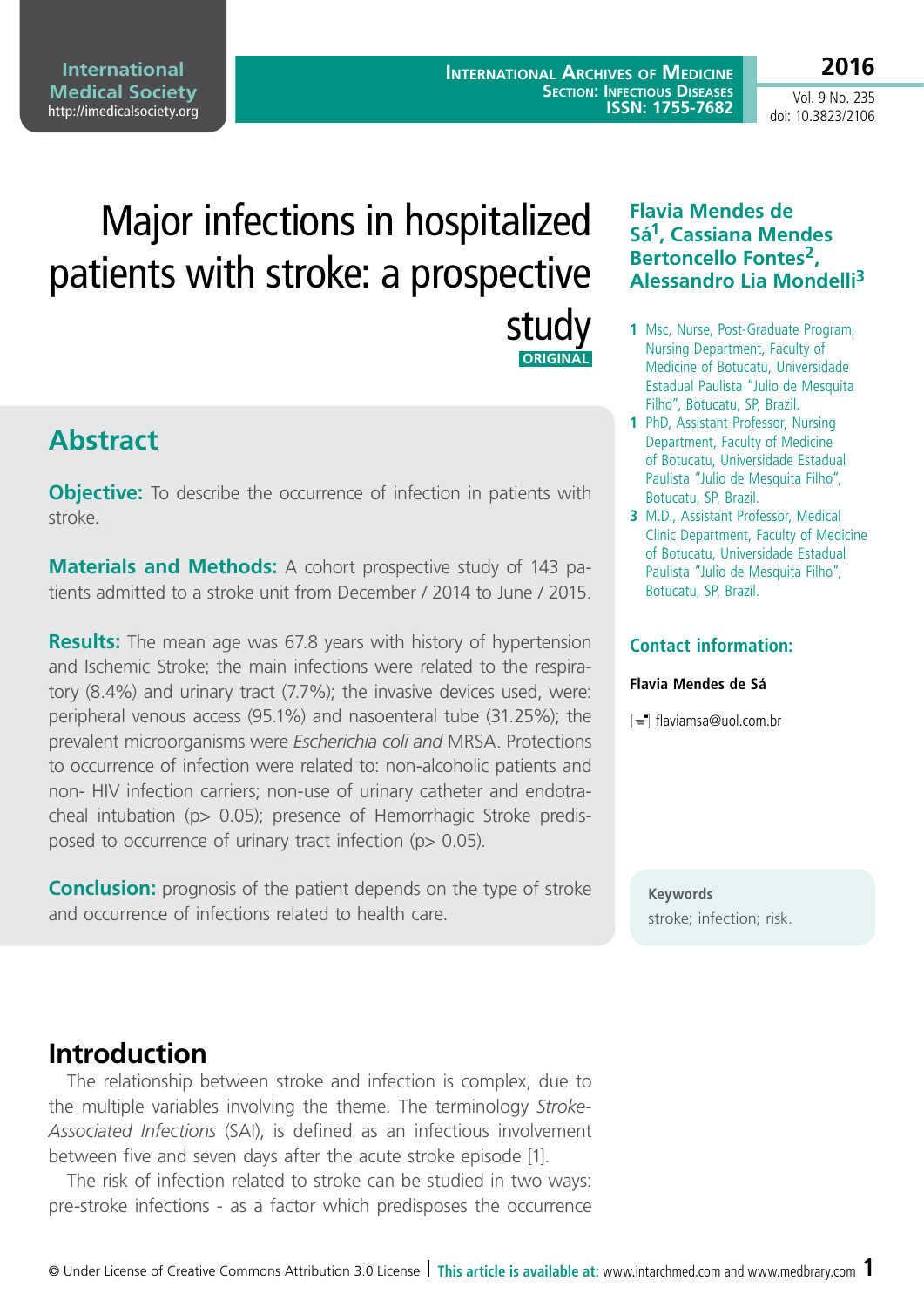# Major infections in hospitalized patients with stroke: a prospective study

ORIGINAL

**Flavia Mendes de Sá[1], Cassiana Mendes Bertoncello Fontes[2], Alessandro Lia Mondelli[3]**

1 Msc, Nurse, Post-Graduate Program, Nursing Department, Faculty of Medicine of Botucatu, Universidade Estadual Paulista "Julio de Mesquita Filho", Botucatu, SP, Brazil.

1 PhD, Assistant Professor, Nursing Department, Faculty of Medicine of Botucatu, Universidade Estadual Paulista "Julio de Mesquita Filho", Botucatu, SP, Brazil.

3 M.D., Assistant Professor, Medical Clinic Department, Faculty of Medicine of Botucatu, Universidade Estadual Paulista "Julio de Mesquita Filho", Botucatu, SP, Brazil.

## Contact information:

**Flavia Mendes de Sá**

flaviamsa@uol.com.br

## Abstract

**Objective:** To describe the occurrence of infection in patients with stroke.

**Materials and Methods:** A cohort prospective study of 143 patients admitted to a stroke unit from December / 2014 to June / 2015.

**Results:** The mean age was 67.8 years with history of hypertension and Ischemic Stroke; the main infections were related to the respiratory (8.4%) and urinary tract (7.7%); the invasive devices used, were: peripheral venous access (95.1%) and nasoenteral tube (31.25%); the prevalent microorganisms were *Escherichia coli and* MRSA. Protections to occurrence of infection were related to: non-alcoholic patients and non- HIV infection carriers; non-use of urinary catheter and endotracheal intubation ($p > 0.05$); presence of Hemorrhagic Stroke predisposed to occurrence of urinary tract infection ($p > 0.05$).

**Conclusion:** prognosis of the patient depends on the type of stroke and occurrence of infections related to health care.

**Keywords**

stroke; infection; risk.

## Introduction

The relationship between stroke and infection is complex, due to the multiple variables involving the theme. The terminology *Stroke-Associated Infections* (SAI), is defined as an infectious involvement between five and seven days after the acute stroke episode [1].

The risk of infection related to stroke can be studied in two ways: pre-stroke infections - as a factor which predisposes the occurrence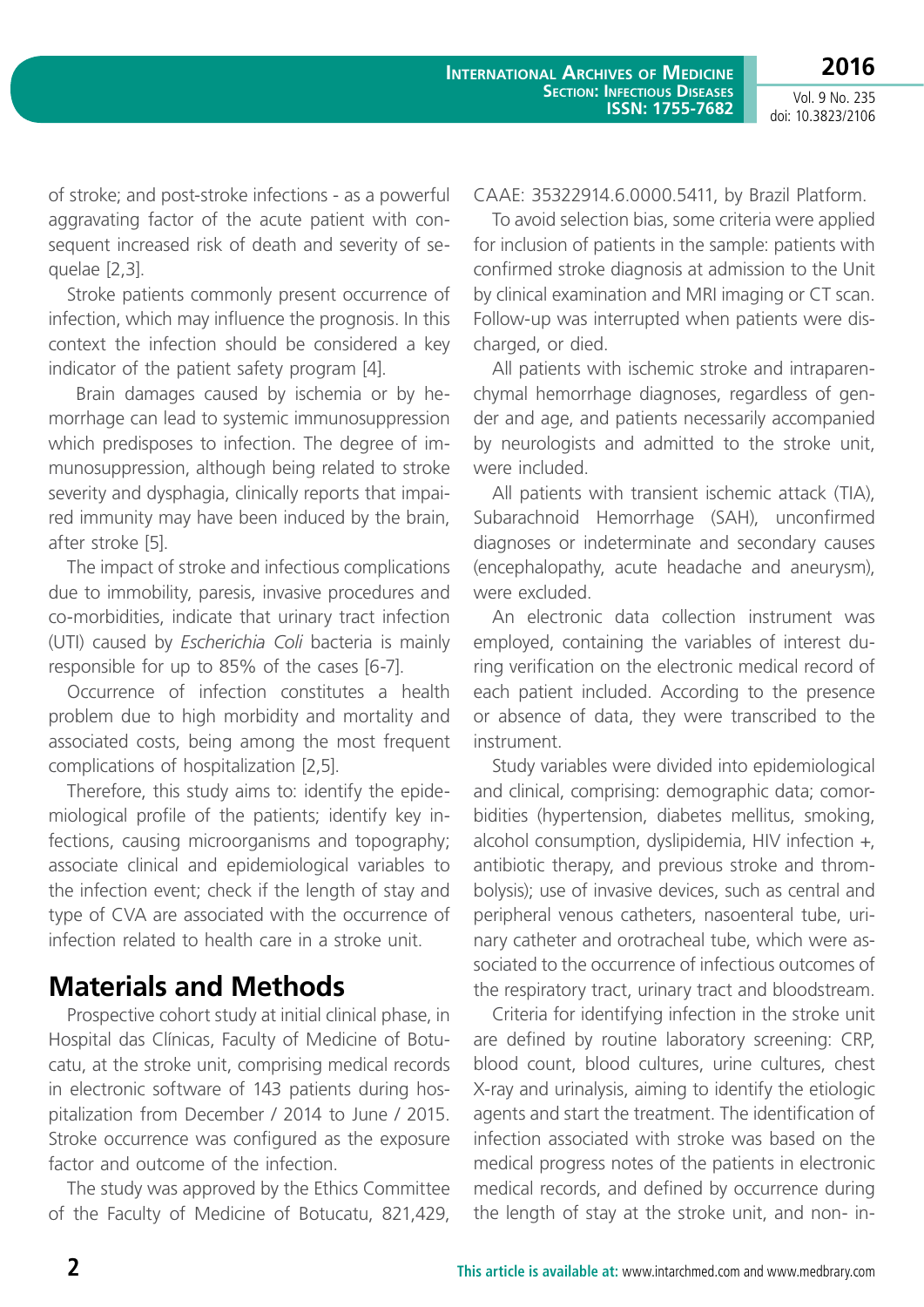of stroke; and post-stroke infections - as a powerful aggravating factor of the acute patient with consequent increased risk of death and severity of sequelae [2,3].

Stroke patients commonly present occurrence of infection, which may influence the prognosis. In this context the infection should be considered a key indicator of the patient safety program [4].

Brain damages caused by ischemia or by hemorrhage can lead to systemic immunosuppression which predisposes to infection. The degree of immunosuppression, although being related to stroke severity and dysphagia, clinically reports that impaired immunity may have been induced by the brain, after stroke [5].

The impact of stroke and infectious complications due to immobility, paresis, invasive procedures and co-morbidities, indicate that urinary tract infection (UTI) caused by *Escherichia Coli* bacteria is mainly responsible for up to 85% of the cases [6-7].

Occurrence of infection constitutes a health problem due to high morbidity and mortality and associated costs, being among the most frequent complications of hospitalization [2,5].

Therefore, this study aims to: identify the epidemiological profile of the patients; identify key infections, causing microorganisms and topography; associate clinical and epidemiological variables to the infection event; check if the length of stay and type of CVA are associated with the occurrence of infection related to health care in a stroke unit.

## Materials and Methods

Prospective cohort study at initial clinical phase, in Hospital das Clínicas, Faculty of Medicine of Botucatu, at the stroke unit, comprising medical records in electronic software of 143 patients during hospitalization from December / 2014 to June / 2015. Stroke occurrence was configured as the exposure factor and outcome of the infection.

The study was approved by the Ethics Committee of the Faculty of Medicine of Botucatu, 821,429, CAAE: 35322914.6.0000.5411, by Brazil Platform.

To avoid selection bias, some criteria were applied for inclusion of patients in the sample: patients with confirmed stroke diagnosis at admission to the Unit by clinical examination and MRI imaging or CT scan. Follow-up was interrupted when patients were discharged, or died.

All patients with ischemic stroke and intraparenchymal hemorrhage diagnoses, regardless of gender and age, and patients necessarily accompanied by neurologists and admitted to the stroke unit, were included.

All patients with transient ischemic attack (TIA), Subarachnoid Hemorrhage (SAH), unconfirmed diagnoses or indeterminate and secondary causes (encephalopathy, acute headache and aneurysm), were excluded.

An electronic data collection instrument was employed, containing the variables of interest during verification on the electronic medical record of each patient included. According to the presence or absence of data, they were transcribed to the instrument.

Study variables were divided into epidemiological and clinical, comprising: demographic data; comorbidities (hypertension, diabetes mellitus, smoking, alcohol consumption, dyslipidemia, HIV infection +, antibiotic therapy, and previous stroke and thrombolysis); use of invasive devices, such as central and peripheral venous catheters, nasoenteral tube, urinary catheter and orotracheal tube, which were associated to the occurrence of infectious outcomes of the respiratory tract, urinary tract and bloodstream.

Criteria for identifying infection in the stroke unit are defined by routine laboratory screening: CRP, blood count, blood cultures, urine cultures, chest X-ray and urinalysis, aiming to identify the etiologic agents and start the treatment. The identification of infection associated with stroke was based on the medical progress notes of the patients in electronic medical records, and defined by occurrence during the length of stay at the stroke unit, and non- in-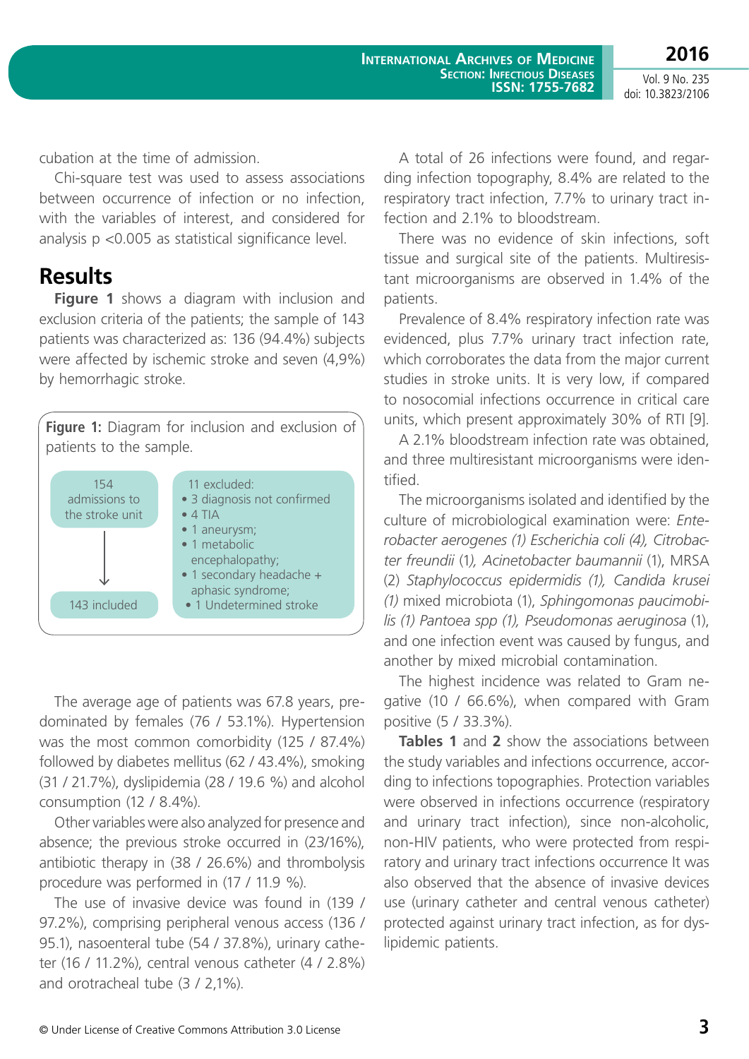cubation at the time of admission.

Chi-square test was used to assess associations between occurrence of infection or no infection, with the variables of interest, and considered for analysis p <0.005 as statistical significance level.

## Results

**Figure 1** shows a diagram with inclusion and exclusion criteria of the patients; the sample of 143 patients was characterized as: 136 (94.4%) subjects were affected by ischemic stroke and seven (4,9%) by hemorrhagic stroke.

**Figure 1:** Diagram for inclusion and exclusion of patients to the sample.

154 admissions to the stroke unit → 143 included

11 excluded:
- 3 diagnosis not confirmed
- 4 TIA
- 1 aneurysm;
- 1 metabolic encephalopathy;
- 1 secondary headache + aphasic syndrome;
- 1 Undetermined stroke

The average age of patients was 67.8 years, predominated by females (76 / 53.1%). Hypertension was the most common comorbidity (125 / 87.4%) followed by diabetes mellitus (62 / 43.4%), smoking (31 / 21.7%), dyslipidemia (28 / 19.6 %) and alcohol consumption (12 / 8.4%).

Other variables were also analyzed for presence and absence; the previous stroke occurred in (23/16%), antibiotic therapy in (38 / 26.6%) and thrombolysis procedure was performed in (17 / 11.9 %).

The use of invasive device was found in (139 / 97.2%), comprising peripheral venous access (136 / 95.1), nasoenteral tube (54 / 37.8%), urinary catheter (16 / 11.2%), central venous catheter (4 / 2.8%) and orotracheal tube (3 / 2,1%).

A total of 26 infections were found, and regarding infection topography, 8.4% are related to the respiratory tract infection, 7.7% to urinary tract infection and 2.1% to bloodstream.

There was no evidence of skin infections, soft tissue and surgical site of the patients. Multiresistant microorganisms are observed in 1.4% of the patients.

Prevalence of 8.4% respiratory infection rate was evidenced, plus 7.7% urinary tract infection rate, which corroborates the data from the major current studies in stroke units. It is very low, if compared to nosocomial infections occurrence in critical care units, which present approximately 30% of RTI [9].

A 2.1% bloodstream infection rate was obtained, and three multiresistant microorganisms were identified.

The microorganisms isolated and identified by the culture of microbiological examination were: *Enterobacter aerogenes (1) Escherichia coli (4), Citrobacter freundii* (1*), Acinetobacter baumannii* (1), MRSA (2) *Staphylococcus epidermidis (1), Candida krusei (1)* mixed microbiota (1), *Sphingomonas paucimobilis (1) Pantoea spp (1), Pseudomonas aeruginosa* (1), and one infection event was caused by fungus, and another by mixed microbial contamination.

The highest incidence was related to Gram negative (10 / 66.6%), when compared with Gram positive (5 / 33.3%).

**Tables 1** and **2** show the associations between the study variables and infections occurrence, according to infections topographies. Protection variables were observed in infections occurrence (respiratory and urinary tract infection), since non-alcoholic, non-HIV patients, who were protected from respiratory and urinary tract infections occurrence It was also observed that the absence of invasive devices use (urinary catheter and central venous catheter) protected against urinary tract infection, as for dyslipidemic patients.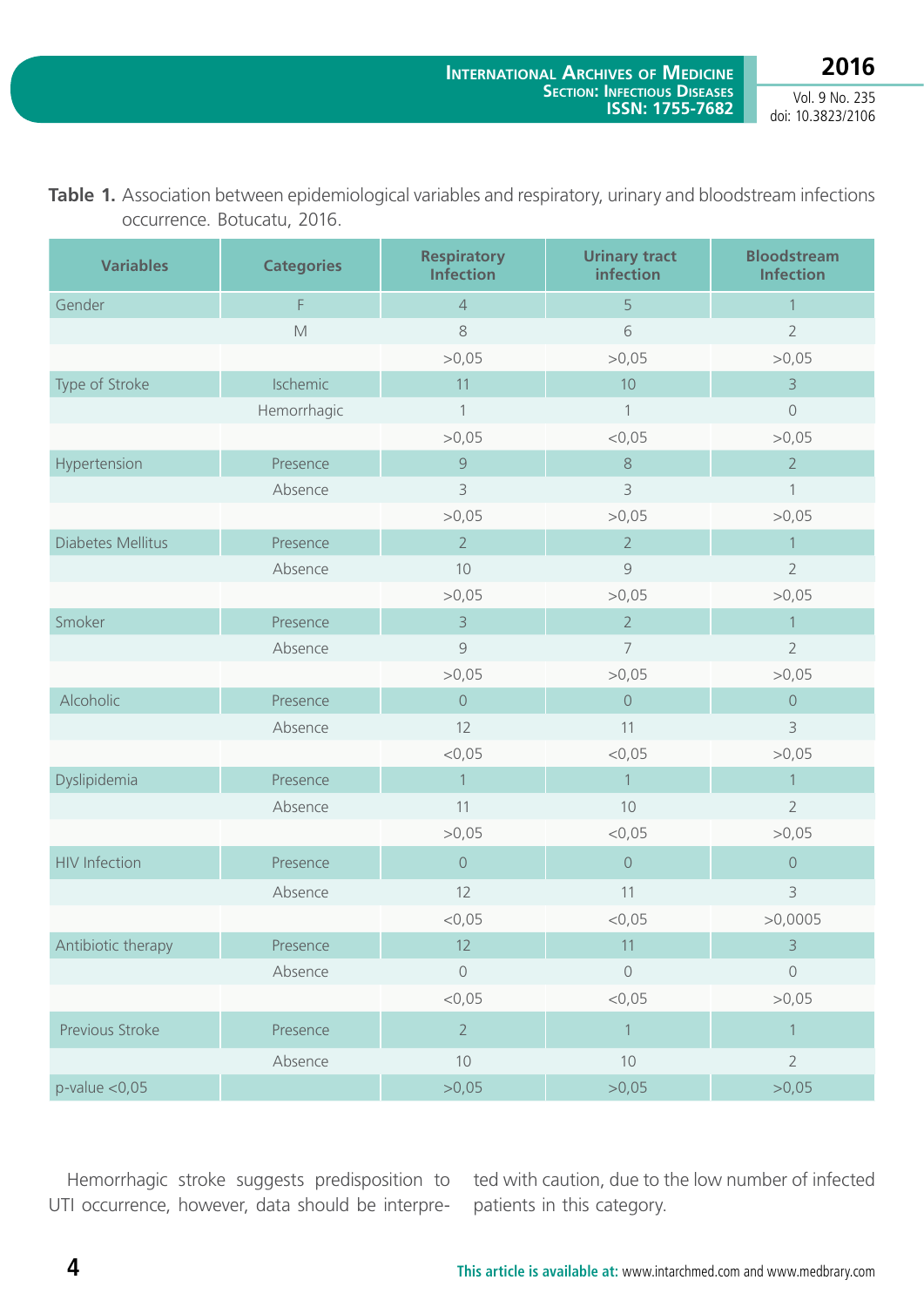**Table 1.** Association between epidemiological variables and respiratory, urinary and bloodstream infections occurrence. Botucatu, 2016.

| Variables | Categories | Respiratory Infection | Urinary tract infection | Bloodstream Infection |
|---|---|---|---|---|
| Gender | F | 4 | 5 | 1 |
| | M | 8 | 6 | 2 |
| | | >0,05 | >0,05 | >0,05 |
| Type of Stroke | Ischemic | 11 | 10 | 3 |
| | Hemorrhagic | 1 | 1 | 0 |
| | | >0,05 | <0,05 | >0,05 |
| Hypertension | Presence | 9 | 8 | 2 |
| | Absence | 3 | 3 | 1 |
| | | >0,05 | >0,05 | >0,05 |
| Diabetes Mellitus | Presence | 2 | 2 | 1 |
| | Absence | 10 | 9 | 2 |
| | | >0,05 | >0,05 | >0,05 |
| Smoker | Presence | 3 | 2 | 1 |
| | Absence | 9 | 7 | 2 |
| | | >0,05 | >0,05 | >0,05 |
| Alcoholic | Presence | 0 | 0 | 0 |
| | Absence | 12 | 11 | 3 |
| | | <0,05 | <0,05 | >0,05 |
| Dyslipidemia | Presence | 1 | 1 | 1 |
| | Absence | 11 | 10 | 2 |
| | | >0,05 | <0,05 | >0,05 |
| HIV Infection | Presence | 0 | 0 | 0 |
| | Absence | 12 | 11 | 3 |
| | | <0,05 | <0,05 | >0,0005 |
| Antibiotic therapy | Presence | 12 | 11 | 3 |
| | Absence | 0 | 0 | 0 |
| | | <0,05 | <0,05 | >0,05 |
| Previous Stroke | Presence | 2 | 1 | 1 |
| | Absence | 10 | 10 | 2 |
| p-value <0,05 | | >0,05 | >0,05 | >0,05 |

Hemorrhagic stroke suggests predisposition to UTI occurrence, however, data should be interpreted with caution, due to the low number of infected patients in this category.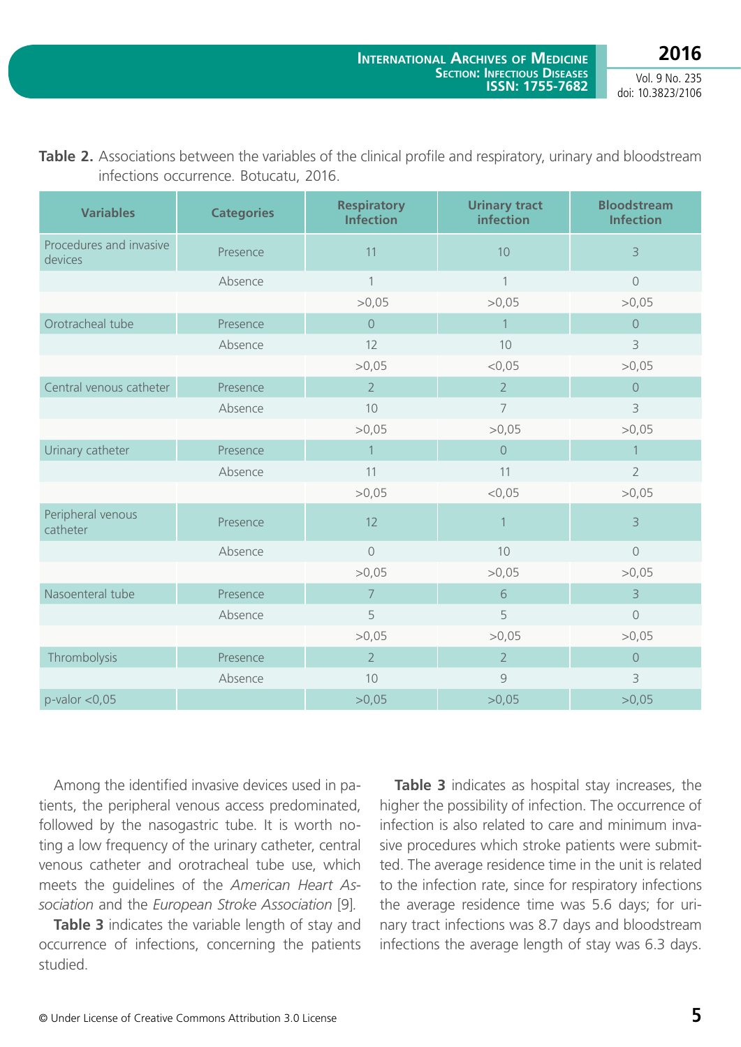**Table 2.** Associations between the variables of the clinical profile and respiratory, urinary and bloodstream infections occurrence. Botucatu, 2016.

| Variables | Categories | Respiratory Infection | Urinary tract infection | Bloodstream Infection |
|---|---|---|---|---|
| Procedures and invasive devices | Presence | 11 | 10 | 3 |
| | Absence | 1 | 1 | 0 |
| | | >0,05 | >0,05 | >0,05 |
| Orotracheal tube | Presence | 0 | 1 | 0 |
| | Absence | 12 | 10 | 3 |
| | | >0,05 | <0,05 | >0,05 |
| Central venous catheter | Presence | 2 | 2 | 0 |
| | Absence | 10 | 7 | 3 |
| | | >0,05 | >0,05 | >0,05 |
| Urinary catheter | Presence | 1 | 0 | 1 |
| | Absence | 11 | 11 | 2 |
| | | >0,05 | <0,05 | >0,05 |
| Peripheral venous catheter | Presence | 12 | 1 | 3 |
| | Absence | 0 | 10 | 0 |
| | | >0,05 | >0,05 | >0,05 |
| Nasoenteral tube | Presence | 7 | 6 | 3 |
| | Absence | 5 | 5 | 0 |
| | | >0,05 | >0,05 | >0,05 |
| Thrombolysis | Presence | 2 | 2 | 0 |
| | Absence | 10 | 9 | 3 |
| p-valor <0,05 | | >0,05 | >0,05 | >0,05 |

Among the identified invasive devices used in patients, the peripheral venous access predominated, followed by the nasogastric tube. It is worth noting a low frequency of the urinary catheter, central venous catheter and orotracheal tube use, which meets the guidelines of the *American Heart Association* and the *European Stroke Association* [9].

**Table 3** indicates the variable length of stay and occurrence of infections, concerning the patients studied.

**Table 3** indicates as hospital stay increases, the higher the possibility of infection. The occurrence of infection is also related to care and minimum invasive procedures which stroke patients were submitted. The average residence time in the unit is related to the infection rate, since for respiratory infections the average residence time was 5.6 days; for urinary tract infections was 8.7 days and bloodstream infections the average length of stay was 6.3 days.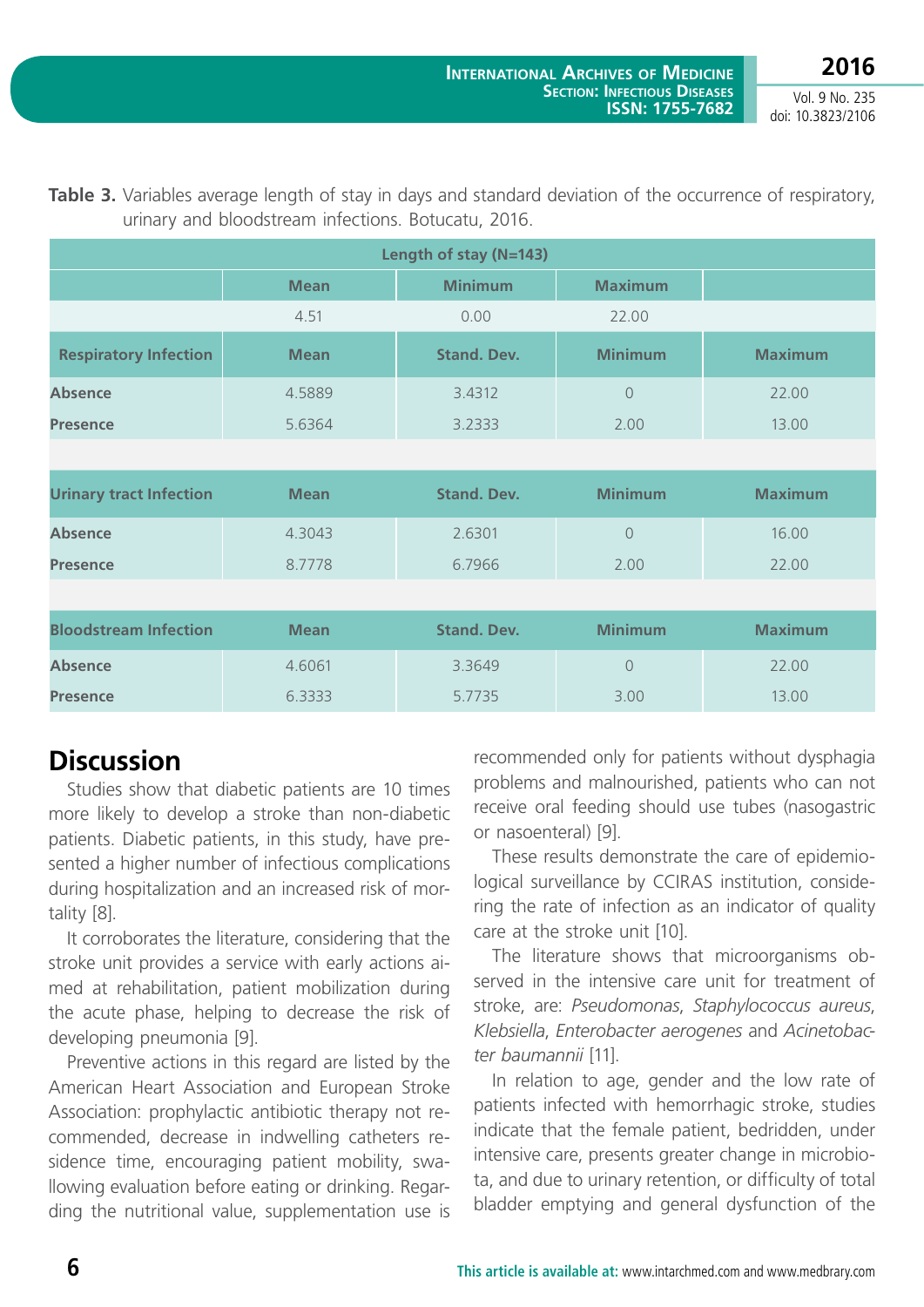**Table 3.** Variables average length of stay in days and standard deviation of the occurrence of respiratory, urinary and bloodstream infections. Botucatu, 2016.

| Length of stay (N=143) | | | | |
|---|---|---|---|---|
| | Mean | Minimum | Maximum | |
| | 4.51 | 0.00 | 22.00 | |
| **Respiratory Infection** | **Mean** | **Stand. Dev.** | **Minimum** | **Maximum** |
| **Absence** | 4.5889 | 3.4312 | 0 | 22.00 |
| **Presence** | 5.6364 | 3.2333 | 2.00 | 13.00 |
| **Urinary tract Infection** | **Mean** | **Stand. Dev.** | **Minimum** | **Maximum** |
| **Absence** | 4.3043 | 2.6301 | 0 | 16.00 |
| **Presence** | 8.7778 | 6.7966 | 2.00 | 22.00 |
| **Bloodstream Infection** | **Mean** | **Stand. Dev.** | **Minimum** | **Maximum** |
| **Absence** | 4.6061 | 3.3649 | 0 | 22.00 |
| **Presence** | 6.3333 | 5.7735 | 3.00 | 13.00 |

## Discussion

Studies show that diabetic patients are 10 times more likely to develop a stroke than non-diabetic patients. Diabetic patients, in this study, have presented a higher number of infectious complications during hospitalization and an increased risk of mortality [8].

It corroborates the literature, considering that the stroke unit provides a service with early actions aimed at rehabilitation, patient mobilization during the acute phase, helping to decrease the risk of developing pneumonia [9].

Preventive actions in this regard are listed by the American Heart Association and European Stroke Association: prophylactic antibiotic therapy not recommended, decrease in indwelling catheters residence time, encouraging patient mobility, swallowing evaluation before eating or drinking. Regarding the nutritional value, supplementation use is recommended only for patients without dysphagia problems and malnourished, patients who can not receive oral feeding should use tubes (nasogastric or nasoenteral) [9].

These results demonstrate the care of epidemiological surveillance by CCIRAS institution, considering the rate of infection as an indicator of quality care at the stroke unit [10].

The literature shows that microorganisms observed in the intensive care unit for treatment of stroke, are: *Pseudomonas*, *Staphylococcus aureus*, *Klebsiella*, *Enterobacter aerogenes* and *Acinetobacter baumannii* [11].

In relation to age, gender and the low rate of patients infected with hemorrhagic stroke, studies indicate that the female patient, bedridden, under intensive care, presents greater change in microbiota, and due to urinary retention, or difficulty of total bladder emptying and general dysfunction of the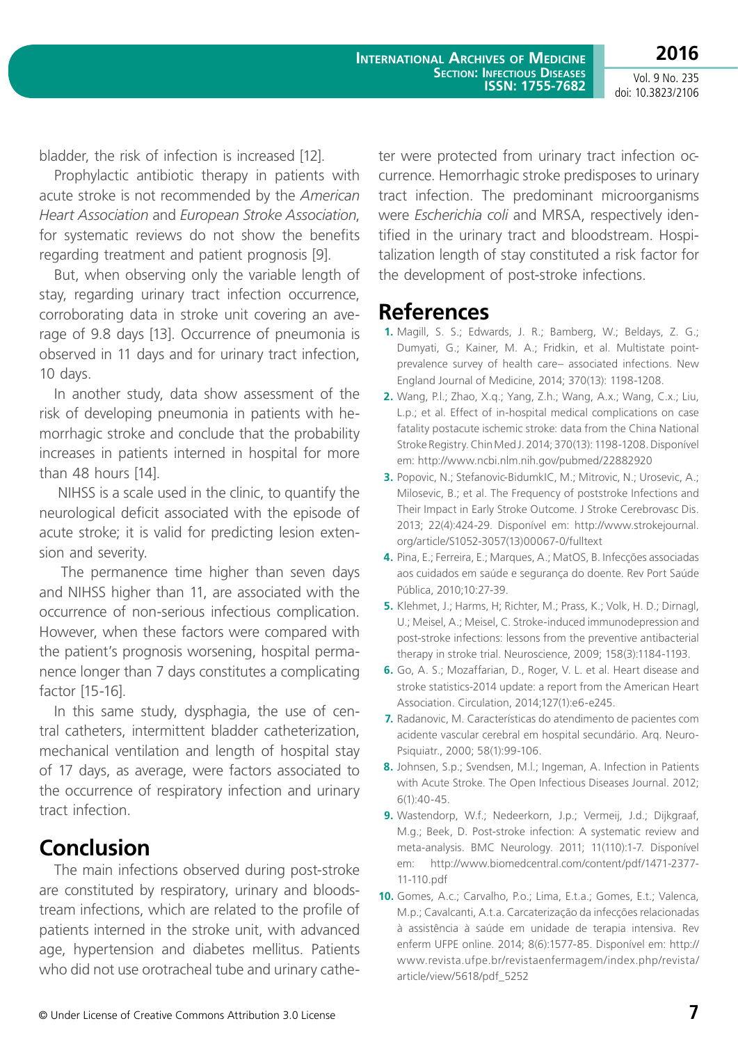bladder, the risk of infection is increased [12].

Prophylactic antibiotic therapy in patients with acute stroke is not recommended by the *American Heart Association* and *European Stroke Association*, for systematic reviews do not show the benefits regarding treatment and patient prognosis [9].

But, when observing only the variable length of stay, regarding urinary tract infection occurrence, corroborating data in stroke unit covering an average of 9.8 days [13]. Occurrence of pneumonia is observed in 11 days and for urinary tract infection, 10 days.

In another study, data show assessment of the risk of developing pneumonia in patients with hemorrhagic stroke and conclude that the probability increases in patients interned in hospital for more than 48 hours [14].

NIHSS is a scale used in the clinic, to quantify the neurological deficit associated with the episode of acute stroke; it is valid for predicting lesion extension and severity.

The permanence time higher than seven days and NIHSS higher than 11, are associated with the occurrence of non-serious infectious complication. However, when these factors were compared with the patient's prognosis worsening, hospital permanence longer than 7 days constitutes a complicating factor [15-16].

In this same study, dysphagia, the use of central catheters, intermittent bladder catheterization, mechanical ventilation and length of hospital stay of 17 days, as average, were factors associated to the occurrence of respiratory infection and urinary tract infection.

## Conclusion

The main infections observed during post-stroke are constituted by respiratory, urinary and bloodstream infections, which are related to the profile of patients interned in the stroke unit, with advanced age, hypertension and diabetes mellitus. Patients who did not use orotracheal tube and urinary catheter were protected from urinary tract infection occurrence. Hemorrhagic stroke predisposes to urinary tract infection. The predominant microorganisms were *Escherichia coli* and MRSA, respectively identified in the urinary tract and bloodstream. Hospitalization length of stay constituted a risk factor for the development of post-stroke infections.

## References

1. Magill, S. S.; Edwards, J. R.; Bamberg, W.; Beldays, Z. G.; Dumyati, G.; Kainer, M. A.; Fridkin, et al. Multistate point-prevalence survey of health care– associated infections. New England Journal of Medicine, 2014; 370(13): 1198-1208.
2. Wang, P.l.; Zhao, X.q.; Yang, Z.h.; Wang, A.x.; Wang, C.x.; Liu, L.p.; et al. Effect of in-hospital medical complications on case fatality postacute ischemic stroke: data from the China National Stroke Registry. Chin Med J. 2014; 370(13): 1198-1208. Disponível em: http://www.ncbi.nlm.nih.gov/pubmed/22882920
3. Popovic, N.; Stefanovic-BidumkIC, M.; Mitrovic, N.; Urosevic, A.; Milosevic, B.; et al. The Frequency of poststroke Infections and Their Impact in Early Stroke Outcome. J Stroke Cerebrovasc Dis. 2013; 22(4):424-29. Disponível em: http://www.strokejournal.org/article/S1052-3057(13)00067-0/fulltext
4. Pina, E.; Ferreira, E.; Marques, A.; MatOS, B. Infecções associadas aos cuidados em saúde e segurança do doente. Rev Port Saúde Pública, 2010;10:27-39.
5. Klehmet, J.; Harms, H; Richter, M.; Prass, K.; Volk, H. D.; Dirnagl, U.; Meisel, A.; Meisel, C. Stroke-induced immunodepression and post-stroke infections: lessons from the preventive antibacterial therapy in stroke trial. Neuroscience, 2009; 158(3):1184-1193.
6. Go, A. S.; Mozaffarian, D., Roger, V. L. et al. Heart disease and stroke statistics-2014 update: a report from the American Heart Association. Circulation, 2014;127(1):e6-e245.
7. Radanovic, M. Características do atendimento de pacientes com acidente vascular cerebral em hospital secundário. Arq. Neuro-Psiquiatr., 2000; 58(1):99-106.
8. Johnsen, S.p.; Svendsen, M.l.; Ingeman, A. Infection in Patients with Acute Stroke. The Open Infectious Diseases Journal. 2012; 6(1):40-45.
9. Wastendorp, W.f.; Nedeerkorn, J.p.; Vermeij, J.d.; Dijkgraaf, M.g.; Beek, D. Post-stroke infection: A systematic review and meta-analysis. BMC Neurology. 2011; 11(110):1-7. Disponível em: http://www.biomedcentral.com/content/pdf/1471-2377-11-110.pdf
10. Gomes, A.c.; Carvalho, P.o.; Lima, E.t.a.; Gomes, E.t.; Valenca, M.p.; Cavalcanti, A.t.a. Carcaterização da infecções relacionadas à assistência à saúde em unidade de terapia intensiva. Rev enferm UFPE online. 2014; 8(6):1577-85. Disponível em: http://www.revista.ufpe.br/revistaenfermagem/index.php/revista/article/view/5618/pdf_5252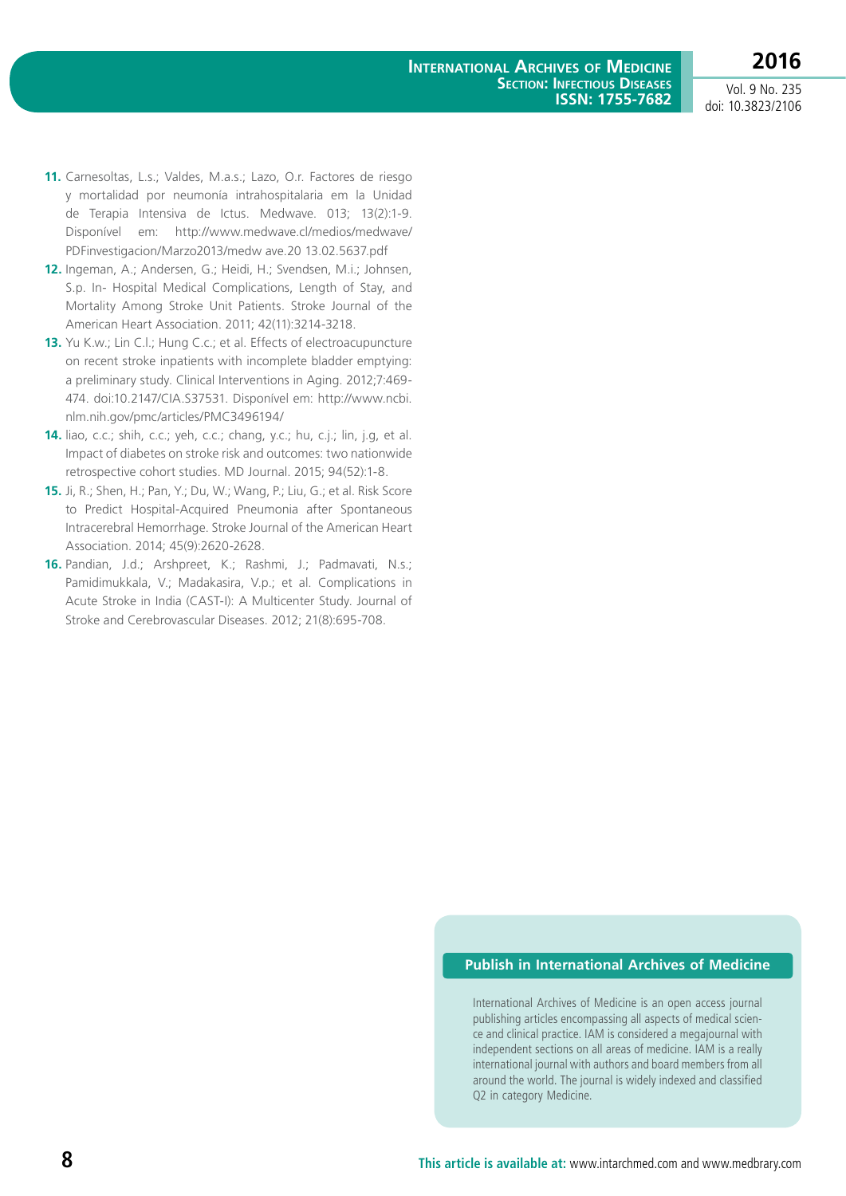11. Carnesoltas, L.s.; Valdes, M.a.s.; Lazo, O.r. Factores de riesgo y mortalidad por neumonía intrahospitalaria em la Unidad de Terapia Intensiva de Ictus. Medwave. 013; 13(2):1-9. Disponível em: http://www.medwave.cl/medios/medwave/PDFinvestigacion/Marzo2013/medw ave.20 13.02.5637.pdf
12. Ingeman, A.; Andersen, G.; Heidi, H.; Svendsen, M.i.; Johnsen, S.p. In- Hospital Medical Complications, Length of Stay, and Mortality Among Stroke Unit Patients. Stroke Journal of the American Heart Association. 2011; 42(11):3214-3218.
13. Yu K.w.; Lin C.l.; Hung C.c.; et al. Effects of electroacupuncture on recent stroke inpatients with incomplete bladder emptying: a preliminary study. Clinical Interventions in Aging. 2012;7:469-474. doi:10.2147/CIA.S37531. Disponível em: http://www.ncbi.nlm.nih.gov/pmc/articles/PMC3496194/
14. liao, c.c.; shih, c.c.; yeh, c.c.; chang, y.c.; hu, c.j.; lin, j.g, et al. Impact of diabetes on stroke risk and outcomes: two nationwide retrospective cohort studies. MD Journal. 2015; 94(52):1-8.
15. Ji, R.; Shen, H.; Pan, Y.; Du, W.; Wang, P.; Liu, G.; et al. Risk Score to Predict Hospital-Acquired Pneumonia after Spontaneous Intracerebral Hemorrhage. Stroke Journal of the American Heart Association. 2014; 45(9):2620-2628.
16. Pandian, J.d.; Arshpreet, K.; Rashmi, J.; Padmavati, N.s.; Pamidimukkala, V.; Madakasira, V.p.; et al. Complications in Acute Stroke in India (CAST-I): A Multicenter Study. Journal of Stroke and Cerebrovascular Diseases. 2012; 21(8):695-708.

**Publish in International Archives of Medicine**

International Archives of Medicine is an open access journal publishing articles encompassing all aspects of medical science and clinical practice. IAM is considered a megajournal with independent sections on all areas of medicine. IAM is a really international journal with authors and board members from all around the world. The journal is widely indexed and classified Q2 in category Medicine.